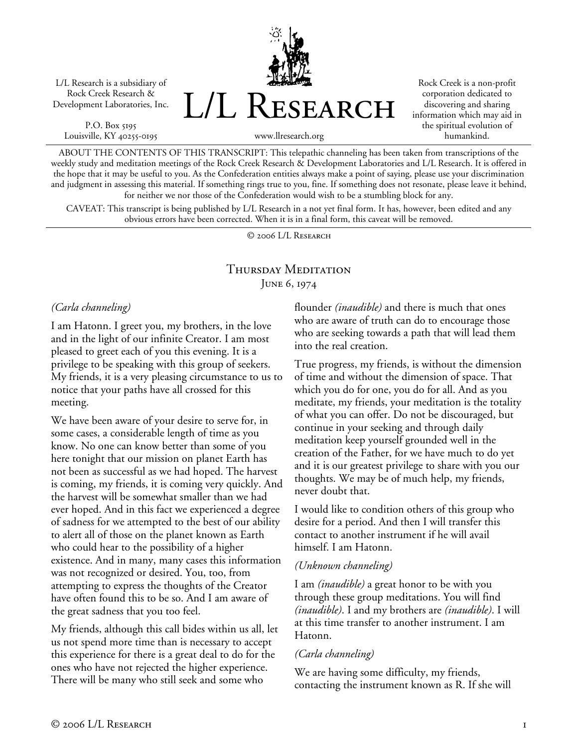L/L Research is a subsidiary of Rock Creek Research & Development Laboratories, Inc.

P.O. Box 5195
Louisville, KY 40255-0195

# L/L Research

www.llresearch.org

Rock Creek is a non-profit corporation dedicated to discovering and sharing information which may aid in the spiritual evolution of humankind.

ABOUT THE CONTENTS OF THIS TRANSCRIPT: This telepathic channeling has been taken from transcriptions of the weekly study and meditation meetings of the Rock Creek Research & Development Laboratories and L/L Research. It is offered in the hope that it may be useful to you. As the Confederation entities always make a point of saying, please use your discrimination and judgment in assessing this material. If something rings true to you, fine. If something does not resonate, please leave it behind, for neither we nor those of the Confederation would wish to be a stumbling block for any.

CAVEAT: This transcript is being published by L/L Research in a not yet final form. It has, however, been edited and any obvious errors have been corrected. When it is in a final form, this caveat will be removed.

© 2006 L/L Research

## Thursday Meditation
### June 6, 1974

*(Carla channeling)*

I am Hatonn. I greet you, my brothers, in the love and in the light of our infinite Creator. I am most pleased to greet each of you this evening. It is a privilege to be speaking with this group of seekers. My friends, it is a very pleasing circumstance to us to notice that your paths have all crossed for this meeting.

We have been aware of your desire to serve for, in some cases, a considerable length of time as you know. No one can know better than some of you here tonight that our mission on planet Earth has not been as successful as we had hoped. The harvest is coming, my friends, it is coming very quickly. And the harvest will be somewhat smaller than we had ever hoped. And in this fact we experienced a degree of sadness for we attempted to the best of our ability to alert all of those on the planet known as Earth who could hear to the possibility of a higher existence. And in many, many cases this information was not recognized or desired. You, too, from attempting to express the thoughts of the Creator have often found this to be so. And I am aware of the great sadness that you too feel.

My friends, although this call bides within us all, let us not spend more time than is necessary to accept this experience for there is a great deal to do for the ones who have not rejected the higher experience. There will be many who still seek and some who flounder *(inaudible)* and there is much that ones who are aware of truth can do to encourage those who are seeking towards a path that will lead them into the real creation.

True progress, my friends, is without the dimension of time and without the dimension of space. That which you do for one, you do for all. And as you meditate, my friends, your meditation is the totality of what you can offer. Do not be discouraged, but continue in your seeking and through daily meditation keep yourself grounded well in the creation of the Father, for we have much to do yet and it is our greatest privilege to share with you our thoughts. We may be of much help, my friends, never doubt that.

I would like to condition others of this group who desire for a period. And then I will transfer this contact to another instrument if he will avail himself. I am Hatonn.

*(Unknown channeling)*

I am *(inaudible)* a great honor to be with you through these group meditations. You will find *(inaudible)*. I and my brothers are *(inaudible)*. I will at this time transfer to another instrument. I am Hatonn.

*(Carla channeling)*

We are having some difficulty, my friends, contacting the instrument known as R. If she will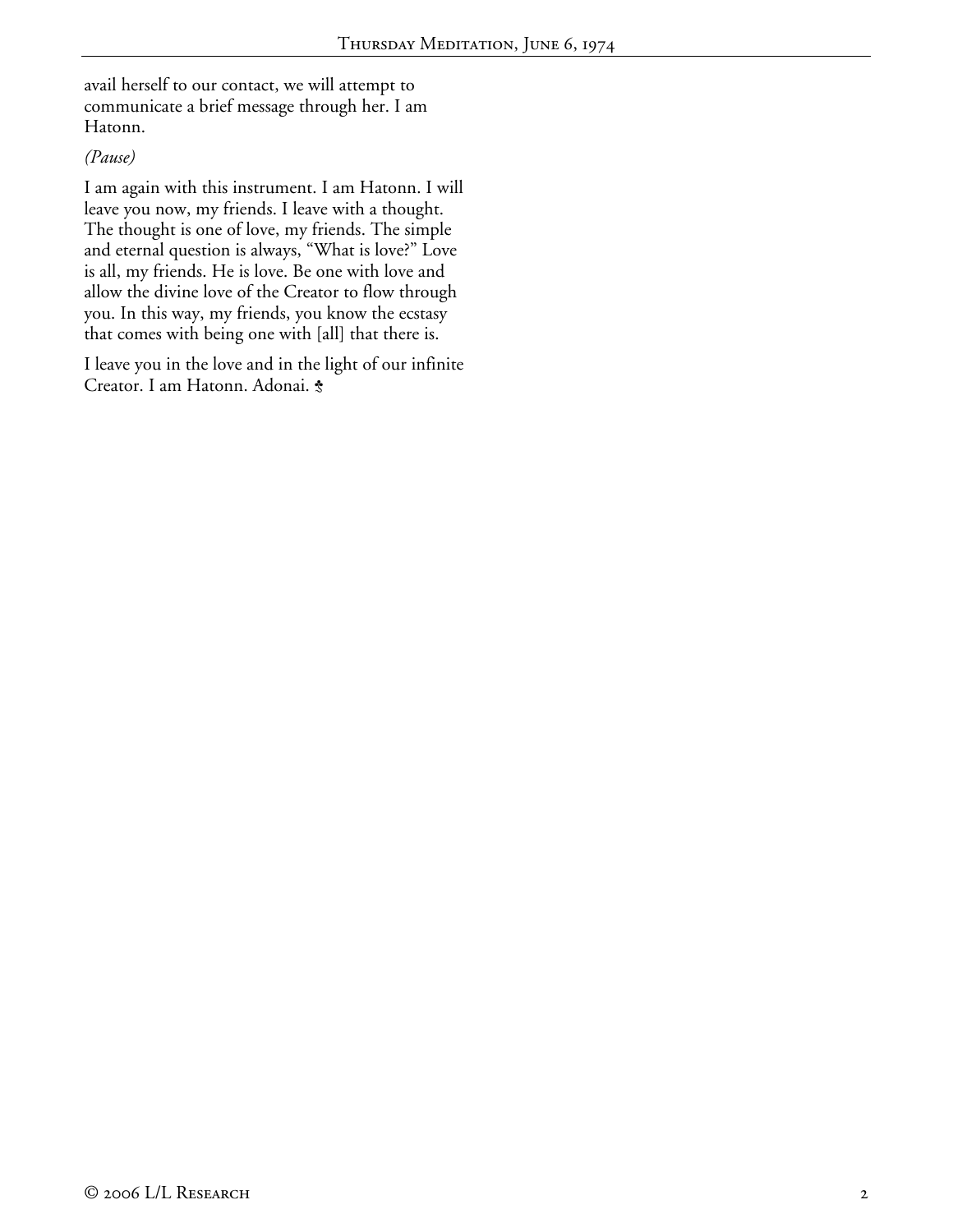avail herself to our contact, we will attempt to communicate a brief message through her. I am Hatonn.

*(Pause)*

I am again with this instrument. I am Hatonn. I will leave you now, my friends. I leave with a thought. The thought is one of love, my friends. The simple and eternal question is always, "What is love?" Love is all, my friends. He is love. Be one with love and allow the divine love of the Creator to flow through you. In this way, my friends, you know the ecstasy that comes with being one with [all] that there is.

I leave you in the love and in the light of our infinite Creator. I am Hatonn. Adonai.